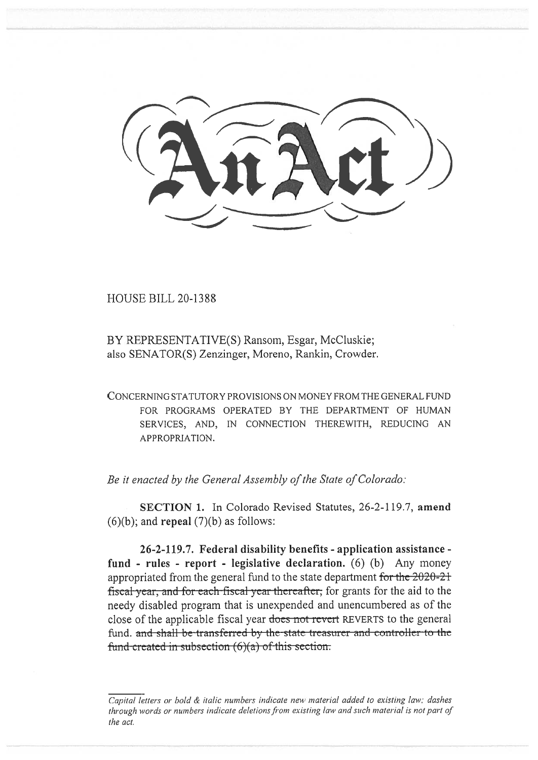# An Act

HOUSE BILL 20-1388

BY REPRESENTATIVE(S) Ransom, Esgar, McCluskie;
also SENATOR(S) Zenzinger, Moreno, Rankin, Crowder.

CONCERNING STATUTORY PROVISIONS ON MONEY FROM THE GENERAL FUND FOR PROGRAMS OPERATED BY THE DEPARTMENT OF HUMAN SERVICES, AND, IN CONNECTION THEREWITH, REDUCING AN APPROPRIATION.

*Be it enacted by the General Assembly of the State of Colorado:*

**SECTION 1.** In Colorado Revised Statutes, 26-2-119.7, **amend** (6)(b); and **repeal** (7)(b) as follows:

**26-2-119.7. Federal disability benefits - application assistance - fund - rules - report - legislative declaration.** (6) (b) Any money appropriated from the general fund to the state department ~~for the 2020-21 fiscal year, and for each fiscal year thereafter,~~ for grants for the aid to the needy disabled program that is unexpended and unencumbered as of the close of the applicable fiscal year ~~does not revert~~ REVERTS to the general fund. ~~and shall be transferred by the state treasurer and controller to the fund created in subsection (6)(a) of this section.~~

*Capital letters or bold & italic numbers indicate new material added to existing law; dashes through words or numbers indicate deletions from existing law and such material is not part of the act.*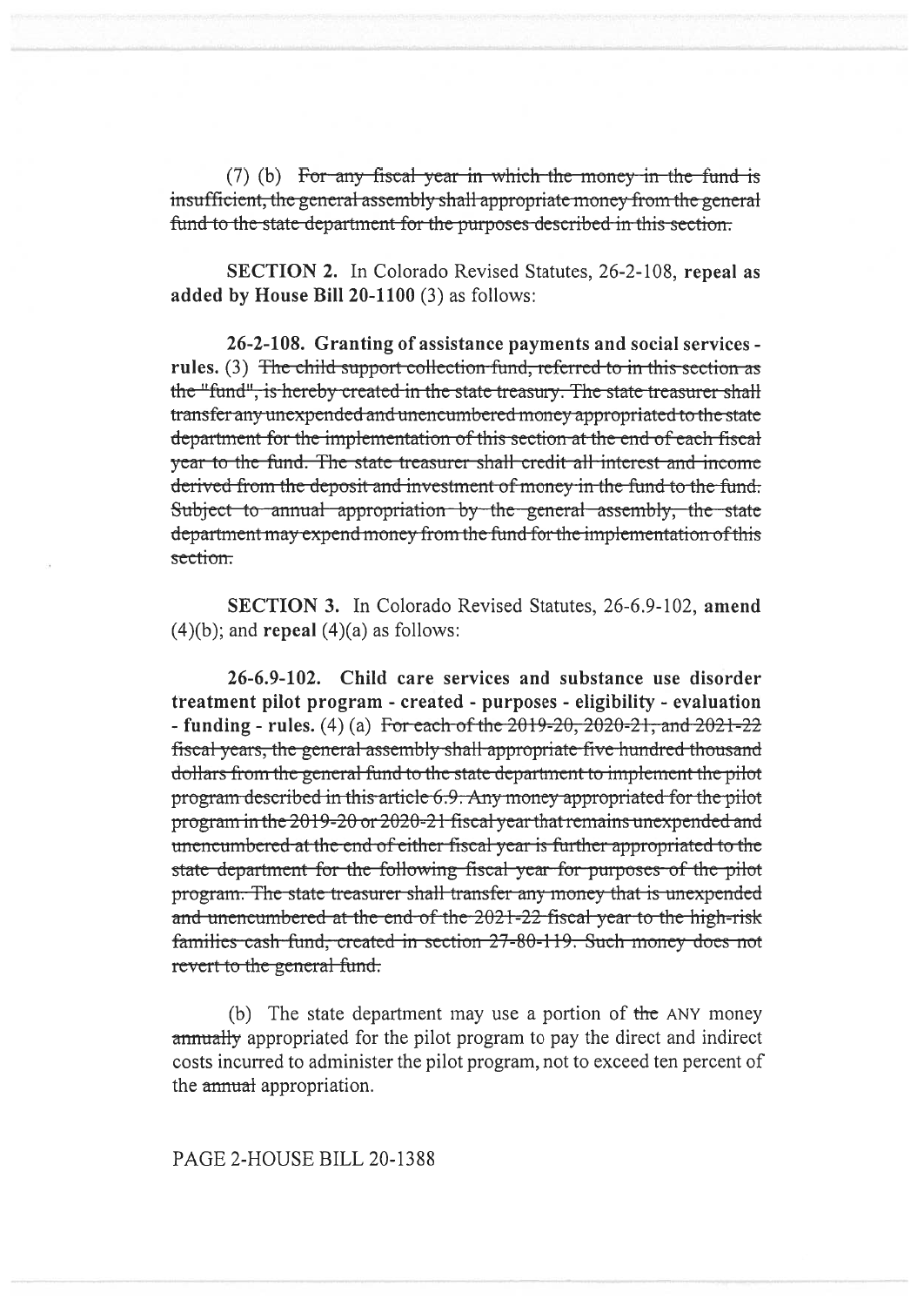(7) (b) ~~For any fiscal year in which the money in the fund is insufficient, the general assembly shall appropriate money from the general fund to the state department for the purposes described in this section.~~

**SECTION 2.** In Colorado Revised Statutes, 26-2-108, **repeal as added by House Bill 20-1100** (3) as follows:

**26-2-108. Granting of assistance payments and social services - rules.** (3) ~~The child support collection fund, referred to in this section as the "fund", is hereby created in the state treasury. The state treasurer shall transfer any unexpended and unencumbered money appropriated to the state department for the implementation of this section at the end of each fiscal year to the fund. The state treasurer shall credit all interest and income derived from the deposit and investment of money in the fund to the fund. Subject to annual appropriation by the general assembly, the state department may expend money from the fund for the implementation of this section.~~

**SECTION 3.** In Colorado Revised Statutes, 26-6.9-102, **amend** (4)(b); and **repeal** (4)(a) as follows:

**26-6.9-102. Child care services and substance use disorder treatment pilot program - created - purposes - eligibility - evaluation - funding - rules.** (4) (a) ~~For each of the 2019-20, 2020-21, and 2021-22 fiscal years, the general assembly shall appropriate five hundred thousand dollars from the general fund to the state department to implement the pilot program described in this article 6.9. Any money appropriated for the pilot program in the 2019-20 or 2020-21 fiscal year that remains unexpended and unencumbered at the end of either fiscal year is further appropriated to the state department for the following fiscal year for purposes of the pilot program. The state treasurer shall transfer any money that is unexpended and unencumbered at the end of the 2021-22 fiscal year to the high-risk families cash fund, created in section 27-80-119. Such money does not revert to the general fund.~~

(b) The state department may use a portion of ~~the~~ ANY money ~~annually~~ appropriated for the pilot program to pay the direct and indirect costs incurred to administer the pilot program, not to exceed ten percent of the ~~annual~~ appropriation.

PAGE 2-HOUSE BILL 20-1388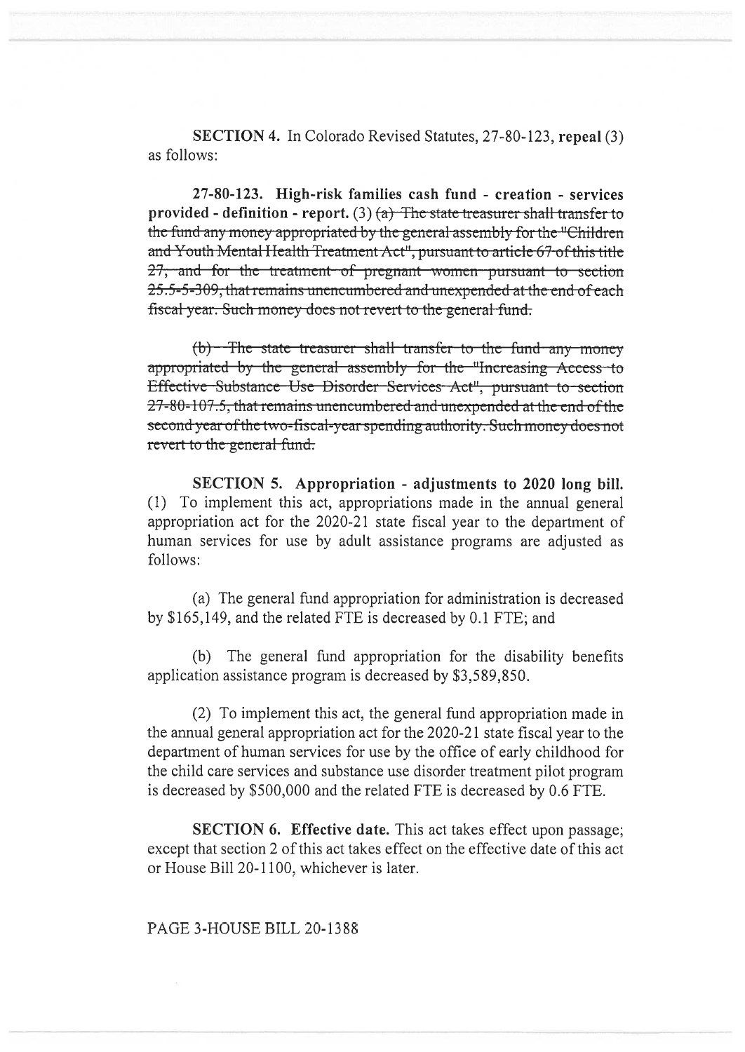**SECTION 4.** In Colorado Revised Statutes, 27-80-123, **repeal** (3) as follows:

**27-80-123. High-risk families cash fund - creation - services provided - definition - report.** (3) ~~(a) The state treasurer shall transfer to the fund any money appropriated by the general assembly for the "Children and Youth Mental Health Treatment Act", pursuant to article 67 of this title 27, and for the treatment of pregnant women pursuant to section 25.5-5-309, that remains unencumbered and unexpended at the end of each fiscal year. Such money does not revert to the general fund.~~

~~(b) The state treasurer shall transfer to the fund any money appropriated by the general assembly for the "Increasing Access to Effective Substance Use Disorder Services Act", pursuant to section 27-80-107.5, that remains unencumbered and unexpended at the end of the second year of the two-fiscal-year spending authority. Such money does not revert to the general fund.~~

**SECTION 5. Appropriation - adjustments to 2020 long bill.** (1) To implement this act, appropriations made in the annual general appropriation act for the 2020-21 state fiscal year to the department of human services for use by adult assistance programs are adjusted as follows:

(a) The general fund appropriation for administration is decreased by $165,149, and the related FTE is decreased by 0.1 FTE; and

(b) The general fund appropriation for the disability benefits application assistance program is decreased by $3,589,850.

(2) To implement this act, the general fund appropriation made in the annual general appropriation act for the 2020-21 state fiscal year to the department of human services for use by the office of early childhood for the child care services and substance use disorder treatment pilot program is decreased by $500,000 and the related FTE is decreased by 0.6 FTE.

**SECTION 6. Effective date.** This act takes effect upon passage; except that section 2 of this act takes effect on the effective date of this act or House Bill 20-1100, whichever is later.

PAGE 3-HOUSE BILL 20-1388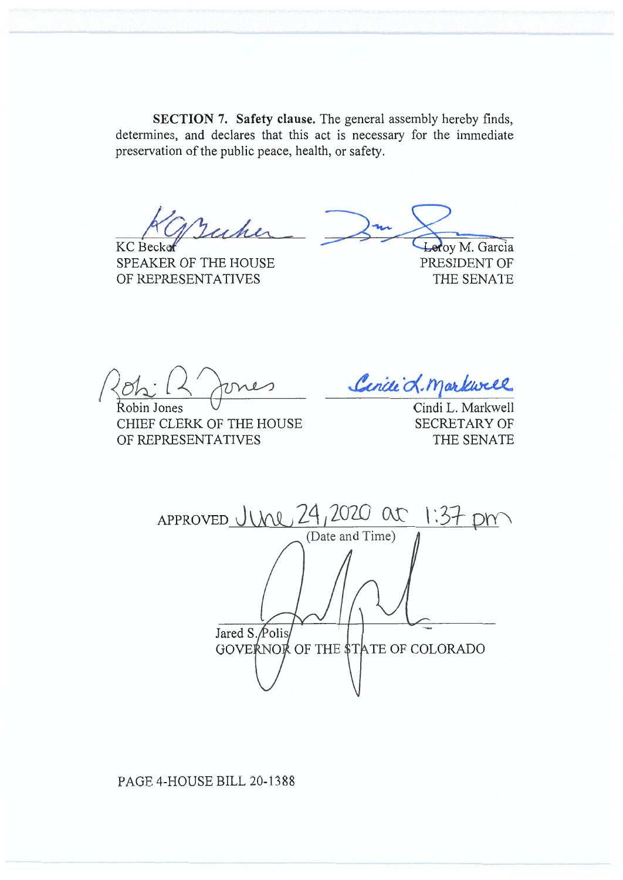**SECTION 7. Safety clause.** The general assembly hereby finds, determines, and declares that this act is necessary for the immediate preservation of the public peace, health, or safety.

KC Becker
SPEAKER OF THE HOUSE
OF REPRESENTATIVES

Leroy M. Garcia
PRESIDENT OF
THE SENATE

Robin Jones
CHIEF CLERK OF THE HOUSE
OF REPRESENTATIVES

Cindi L. Markwell
SECRETARY OF
THE SENATE

APPROVED June 24, 2020 at 1:37 pm
(Date and Time)

Jared S. Polis
GOVERNOR OF THE STATE OF COLORADO

PAGE 4-HOUSE BILL 20-1388